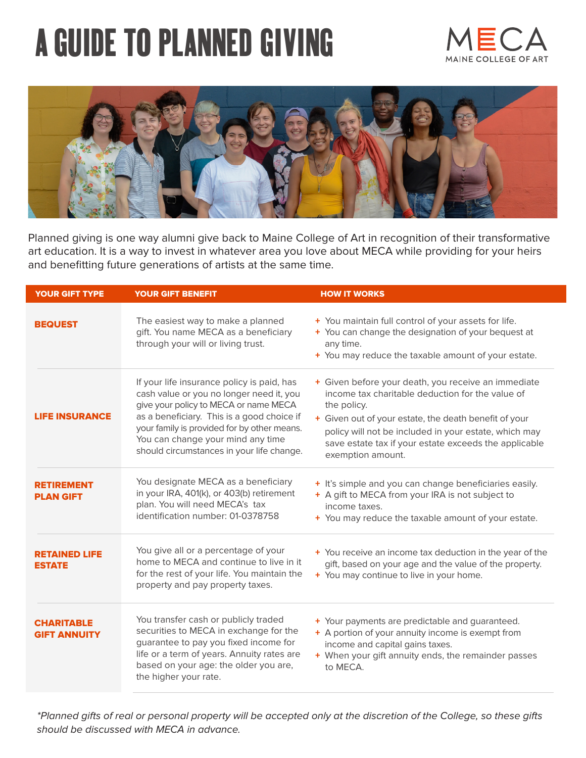# A GUIDE TO PLANNED GIVING

MECA
MAINE COLLEGE OF ART

Planned giving is one way alumni give back to Maine College of Art in recognition of their transformative art education. It is a way to invest in whatever area you love about MECA while providing for your heirs and benefitting future generations of artists at the same time.

| YOUR GIFT TYPE | YOUR GIFT BENEFIT | HOW IT WORKS |
|---|---|---|
| **BEQUEST** | The easiest way to make a planned gift. You name MECA as a beneficiary through your will or living trust. | + You maintain full control of your assets for life.<br>+ You can change the designation of your bequest at any time.<br>+ You may reduce the taxable amount of your estate. |
| **LIFE INSURANCE** | If your life insurance policy is paid, has cash value or you no longer need it, you give your policy to MECA or name MECA as a beneficiary. This is a good choice if your family is provided for by other means. You can change your mind any time should circumstances in your life change. | + Given before your death, you receive an immediate income tax charitable deduction for the value of the policy.<br>+ Given out of your estate, the death benefit of your policy will not be included in your estate, which may save estate tax if your estate exceeds the applicable exemption amount. |
| **RETIREMENT PLAN GIFT** | You designate MECA as a beneficiary in your IRA, 401(k), or 403(b) retirement plan. You will need MECA's tax identification number: 01-0378758 | + It's simple and you can change beneficiaries easily.<br>+ A gift to MECA from your IRA is not subject to income taxes.<br>+ You may reduce the taxable amount of your estate. |
| **RETAINED LIFE ESTATE** | You give all or a percentage of your home to MECA and continue to live in it for the rest of your life. You maintain the property and pay property taxes. | + You receive an income tax deduction in the year of the gift, based on your age and the value of the property.<br>+ You may continue to live in your home. |
| **CHARITABLE GIFT ANNUITY** | You transfer cash or publicly traded securities to MECA in exchange for the guarantee to pay you fixed income for life or a term of years. Annuity rates are based on your age: the older you are, the higher your rate. | + Your payments are predictable and guaranteed.<br>+ A portion of your annuity income is exempt from income and capital gains taxes.<br>+ When your gift annuity ends, the remainder passes to MECA. |

*\*Planned gifts of real or personal property will be accepted only at the discretion of the College, so these gifts should be discussed with MECA in advance.*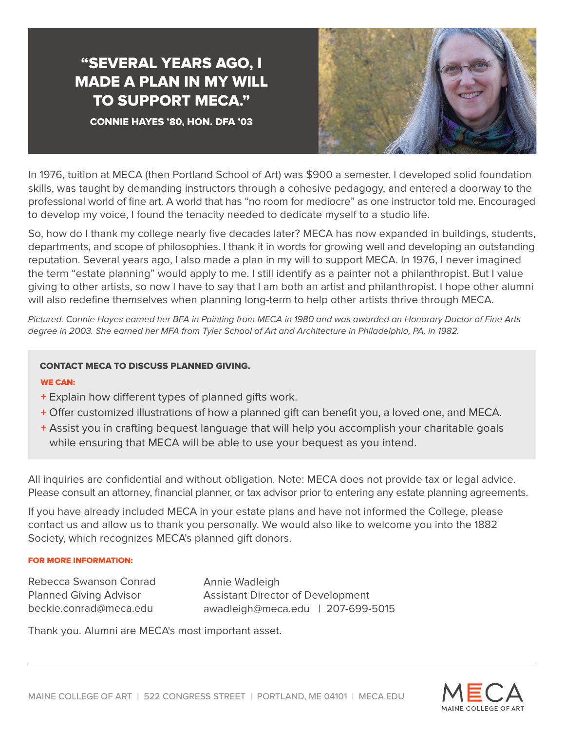# "SEVERAL YEARS AGO, I MADE A PLAN IN MY WILL TO SUPPORT MECA."

**CONNIE HAYES '80, HON. DFA '03**

In 1976, tuition at MECA (then Portland School of Art) was $900 a semester. I developed solid foundation skills, was taught by demanding instructors through a cohesive pedagogy, and entered a doorway to the professional world of fine art. A world that has "no room for mediocre" as one instructor told me. Encouraged to develop my voice, I found the tenacity needed to dedicate myself to a studio life.

So, how do I thank my college nearly five decades later? MECA has now expanded in buildings, students, departments, and scope of philosophies. I thank it in words for growing well and developing an outstanding reputation. Several years ago, I also made a plan in my will to support MECA. In 1976, I never imagined the term "estate planning" would apply to me. I still identify as a painter not a philanthropist. But I value giving to other artists, so now I have to say that I am both an artist and philanthropist. I hope other alumni will also redefine themselves when planning long-term to help other artists thrive through MECA.

*Pictured: Connie Hayes earned her BFA in Painting from MECA in 1980 and was awarded an Honorary Doctor of Fine Arts degree in 2003. She earned her MFA from Tyler School of Art and Architecture in Philadelphia, PA, in 1982.*

**CONTACT MECA TO DISCUSS PLANNED GIVING.**

**WE CAN:**

+ Explain how different types of planned gifts work.
+ Offer customized illustrations of how a planned gift can benefit you, a loved one, and MECA.
+ Assist you in crafting bequest language that will help you accomplish your charitable goals while ensuring that MECA will be able to use your bequest as you intend.

All inquiries are confidential and without obligation. Note: MECA does not provide tax or legal advice. Please consult an attorney, financial planner, or tax advisor prior to entering any estate planning agreements.

If you have already included MECA in your estate plans and have not informed the College, please contact us and allow us to thank you personally. We would also like to welcome you into the 1882 Society, which recognizes MECA's planned gift donors.

**FOR MORE INFORMATION:**

Rebecca Swanson Conrad
Planned Giving Advisor
beckie.conrad@meca.edu

Annie Wadleigh
Assistant Director of Development
awadleigh@meca.edu | 207-699-5015

Thank you. Alumni are MECA's most important asset.

MAINE COLLEGE OF ART | 522 CONGRESS STREET | PORTLAND, ME 04101 | MECA.EDU

MECA
MAINE COLLEGE OF ART